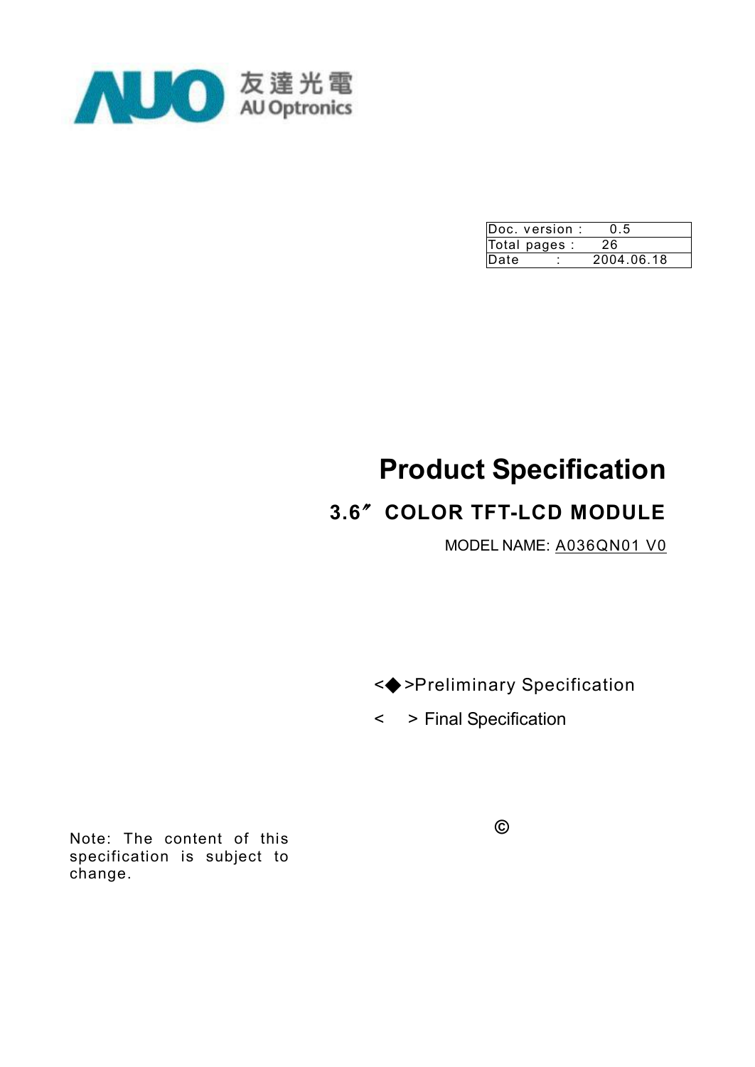AUO 友達光電 AU Optronics

| Doc. version : | 0.5 |
| --- | --- |
| Total pages : | 26 |
| Date : | 2004.06.18 |

# Product Specification

## 3.6″ COLOR TFT-LCD MODULE

MODEL NAME: A036QN01 V0

<◆>Preliminary Specification

< > Final Specification

Note: The content of this specification is subject to change.

©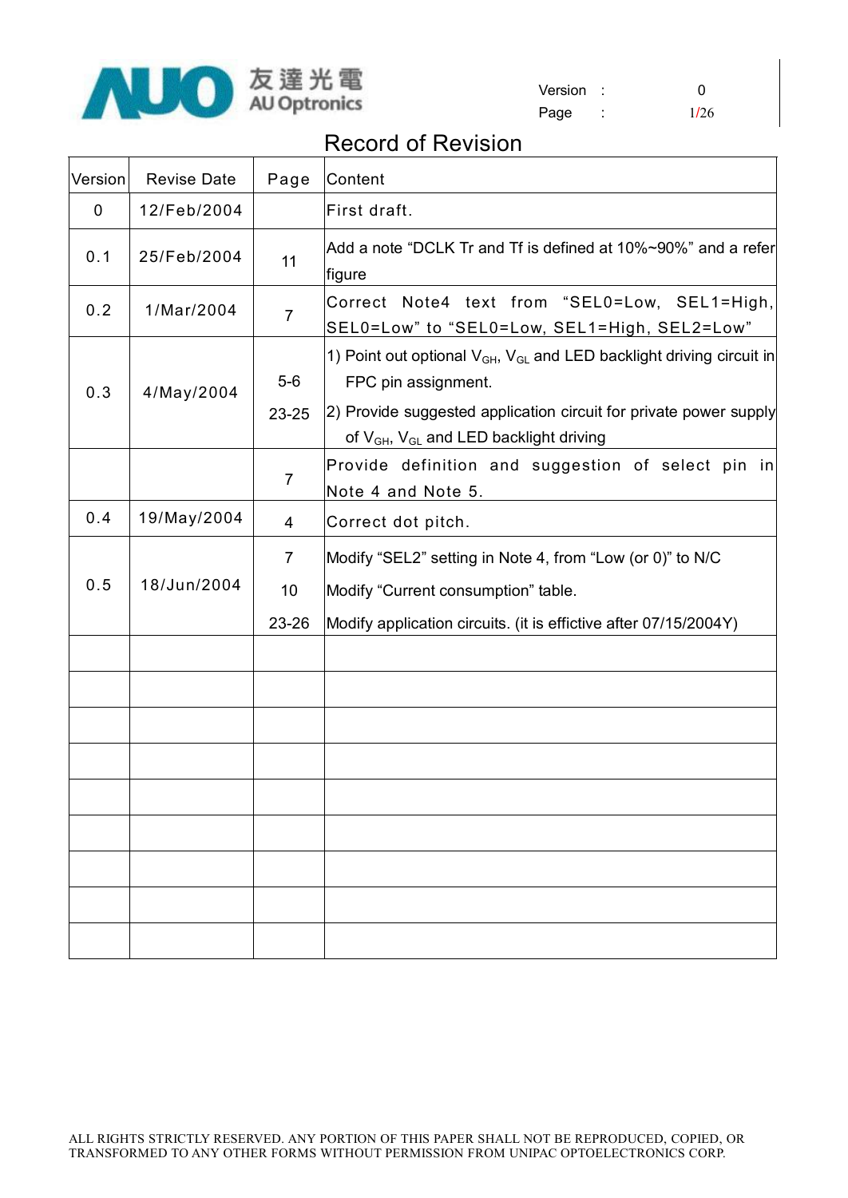# Record of Revision

| Version | Revise Date | Page | Content |
|---|---|---|---|
| 0 | 12/Feb/2004 | | First draft. |
| 0.1 | 25/Feb/2004 | 11 | Add a note "DCLK Tr and Tf is defined at 10%~90%" and a refer figure |
| 0.2 | 1/Mar/2004 | 7 | Correct Note4 text from "SEL0=Low, SEL1=High, SEL0=Low" to "SEL0=Low, SEL1=High, SEL2=Low" |
| 0.3 | 4/May/2004 | 5-6<br>23-25 | 1) Point out optional $V_{GH}$, $V_{GL}$ and LED backlight driving circuit in FPC pin assignment.<br>2) Provide suggested application circuit for private power supply of $V_{GH}$, $V_{GL}$ and LED backlight driving |
| | | 7 | Provide definition and suggestion of select pin in Note 4 and Note 5. |
| 0.4 | 19/May/2004 | 4 | Correct dot pitch. |
| 0.5 | 18/Jun/2004 | 7<br>10<br>23-26 | Modify "SEL2" setting in Note 4, from "Low (or 0)" to N/C<br>Modify "Current consumption" table.<br>Modify application circuits. (it is effective after 07/15/2004Y) |
| | | | |
| | | | |
| | | | |
| | | | |
| | | | |
| | | | |
| | | | |
| | | | |
| | | | |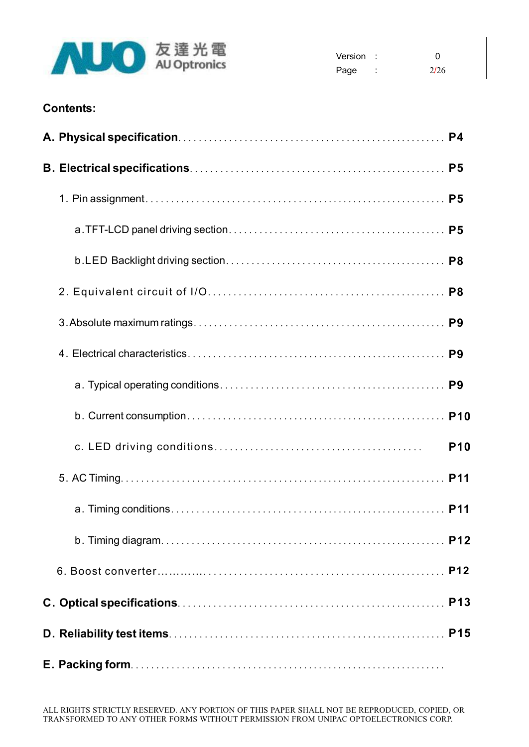**Contents:**

**A. Physical specification** ........................................................ **P4**

**B. Electrical specifications** ........................................................ **P5**

1. Pin assignment ........................................................ **P5**

   a. TFT-LCD panel driving section ........................................................ **P5**

   b. LED Backlight driving section ........................................................ **P8**

2. Equivalent circuit of I/O ........................................................ **P8**

3. Absolute maximum ratings ........................................................ **P9**

4. Electrical characteristics ........................................................ **P9**

   a. Typical operating conditions ........................................................ **P9**

   b. Current consumption ........................................................ **P10**

   c. LED driving conditions ........................................................ **P10**

5. AC Timing ........................................................ **P11**

   a. Timing conditions ........................................................ **P11**

   b. Timing diagram ........................................................ **P12**

6. Boost converter ........................................................ **P12**

**C. Optical specifications** ........................................................ **P13**

**D. Reliability test items** ........................................................ **P15**

**E. Packing form** ........................................................

ALL RIGHTS STRICTLY RESERVED. ANY PORTION OF THIS PAPER SHALL NOT BE REPRODUCED, COPIED, OR TRANSFORMED TO ANY OTHER FORMS WITHOUT PERMISSION FROM UNIPAC OPTOELECTRONICS CORP.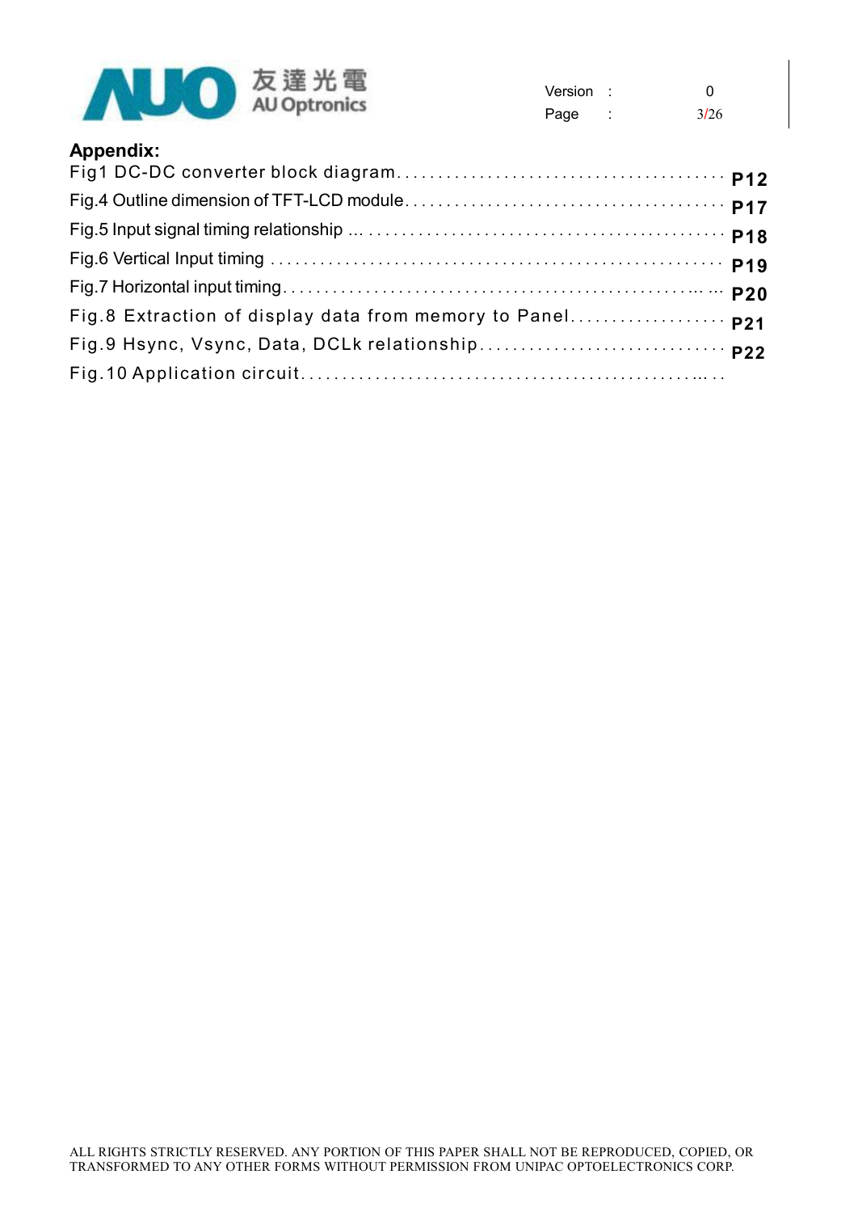## Appendix:

Fig1 DC-DC converter block diagram........................................ P12

Fig.4 Outline dimension of TFT-LCD module........................................ P17

Fig.5 Input signal timing relationship ... ........................................... P18

Fig.6 Vertical Input timing ........................................................ P19

Fig.7 Horizontal input timing.................................................... ... P20

Fig.8 Extraction of display data from memory to Panel................... P21

Fig.9 Hsync, Vsync, Data, DCLk relationship.............................. P22

Fig.10 Application circuit.................................................. . .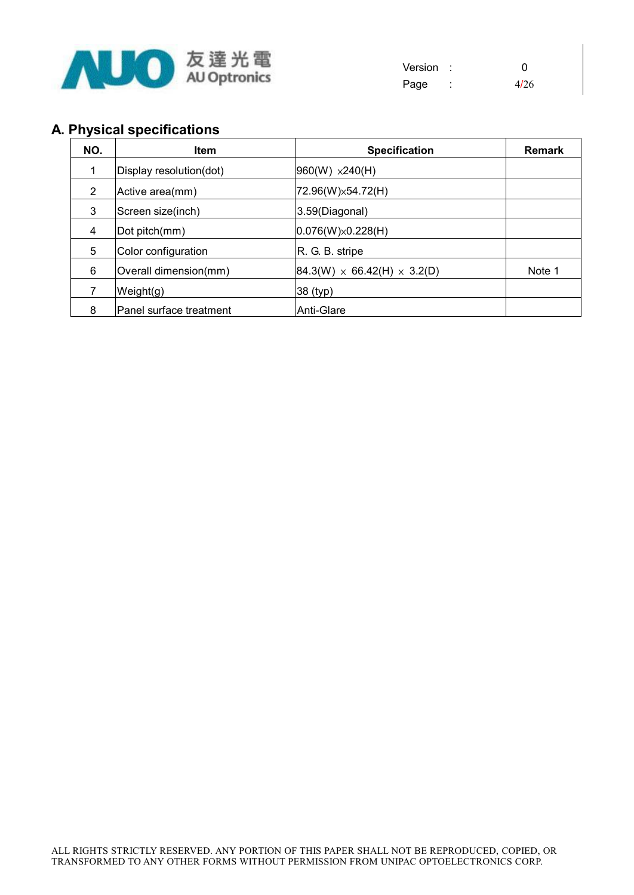## A. Physical specifications

| NO. | Item | Specification | Remark |
|---|---|---|---|
| 1 | Display resolution(dot) | 960(W) ×240(H) | |
| 2 | Active area(mm) | 72.96(W)×54.72(H) | |
| 3 | Screen size(inch) | 3.59(Diagonal) | |
| 4 | Dot pitch(mm) | 0.076(W)×0.228(H) | |
| 5 | Color configuration | R. G. B. stripe | |
| 6 | Overall dimension(mm) | 84.3(W) × 66.42(H) × 3.2(D) | Note 1 |
| 7 | Weight(g) | 38 (typ) | |
| 8 | Panel surface treatment | Anti-Glare | |

ALL RIGHTS STRICTLY RESERVED. ANY PORTION OF THIS PAPER SHALL NOT BE REPRODUCED, COPIED, OR TRANSFORMED TO ANY OTHER FORMS WITHOUT PERMISSION FROM UNIPAC OPTOELECTRONICS CORP.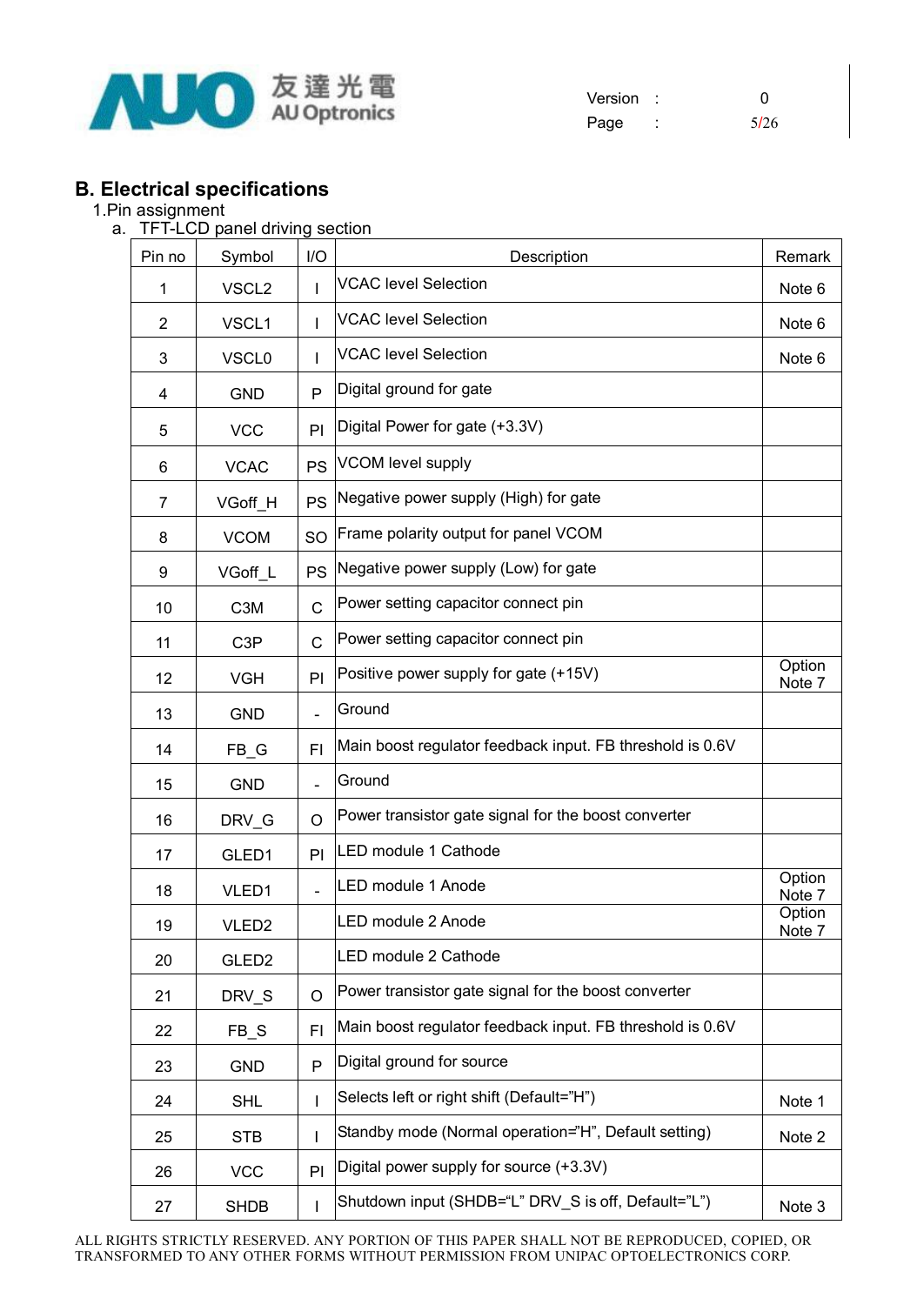## B. Electrical specifications

1.Pin assignment

a. TFT-LCD panel driving section

| Pin no | Symbol | I/O | Description | Remark |
|---|---|---|---|---|
| 1 | VSCL2 | I | VCAC level Selection | Note 6 |
| 2 | VSCL1 | I | VCAC level Selection | Note 6 |
| 3 | VSCL0 | I | VCAC level Selection | Note 6 |
| 4 | GND | P | Digital ground for gate | |
| 5 | VCC | PI | Digital Power for gate (+3.3V) | |
| 6 | VCAC | PS | VCOM level supply | |
| 7 | VGoff_H | PS | Negative power supply (High) for gate | |
| 8 | VCOM | SO | Frame polarity output for panel VCOM | |
| 9 | VGoff_L | PS | Negative power supply (Low) for gate | |
| 10 | C3M | C | Power setting capacitor connect pin | |
| 11 | C3P | C | Power setting capacitor connect pin | |
| 12 | VGH | PI | Positive power supply for gate (+15V) | Option Note 7 |
| 13 | GND | - | Ground | |
| 14 | FB_G | FI | Main boost regulator feedback input. FB threshold is 0.6V | |
| 15 | GND | - | Ground | |
| 16 | DRV_G | O | Power transistor gate signal for the boost converter | |
| 17 | GLED1 | PI | LED module 1 Cathode | |
| 18 | VLED1 | - | LED module 1 Anode | Option Note 7 |
| 19 | VLED2 | | LED module 2 Anode | Option Note 7 |
| 20 | GLED2 | | LED module 2 Cathode | |
| 21 | DRV_S | O | Power transistor gate signal for the boost converter | |
| 22 | FB_S | FI | Main boost regulator feedback input. FB threshold is 0.6V | |
| 23 | GND | P | Digital ground for source | |
| 24 | SHL | I | Selects left or right shift (Default="H") | Note 1 |
| 25 | STB | I | Standby mode (Normal operation="H", Default setting) | Note 2 |
| 26 | VCC | PI | Digital power supply for source (+3.3V) | |
| 27 | SHDB | I | Shutdown input (SHDB="L" DRV_S is off, Default="L") | Note 3 |

ALL RIGHTS STRICTLY RESERVED. ANY PORTION OF THIS PAPER SHALL NOT BE REPRODUCED, COPIED, OR TRANSFORMED TO ANY OTHER FORMS WITHOUT PERMISSION FROM UNIPAC OPTOELECTRONICS CORP.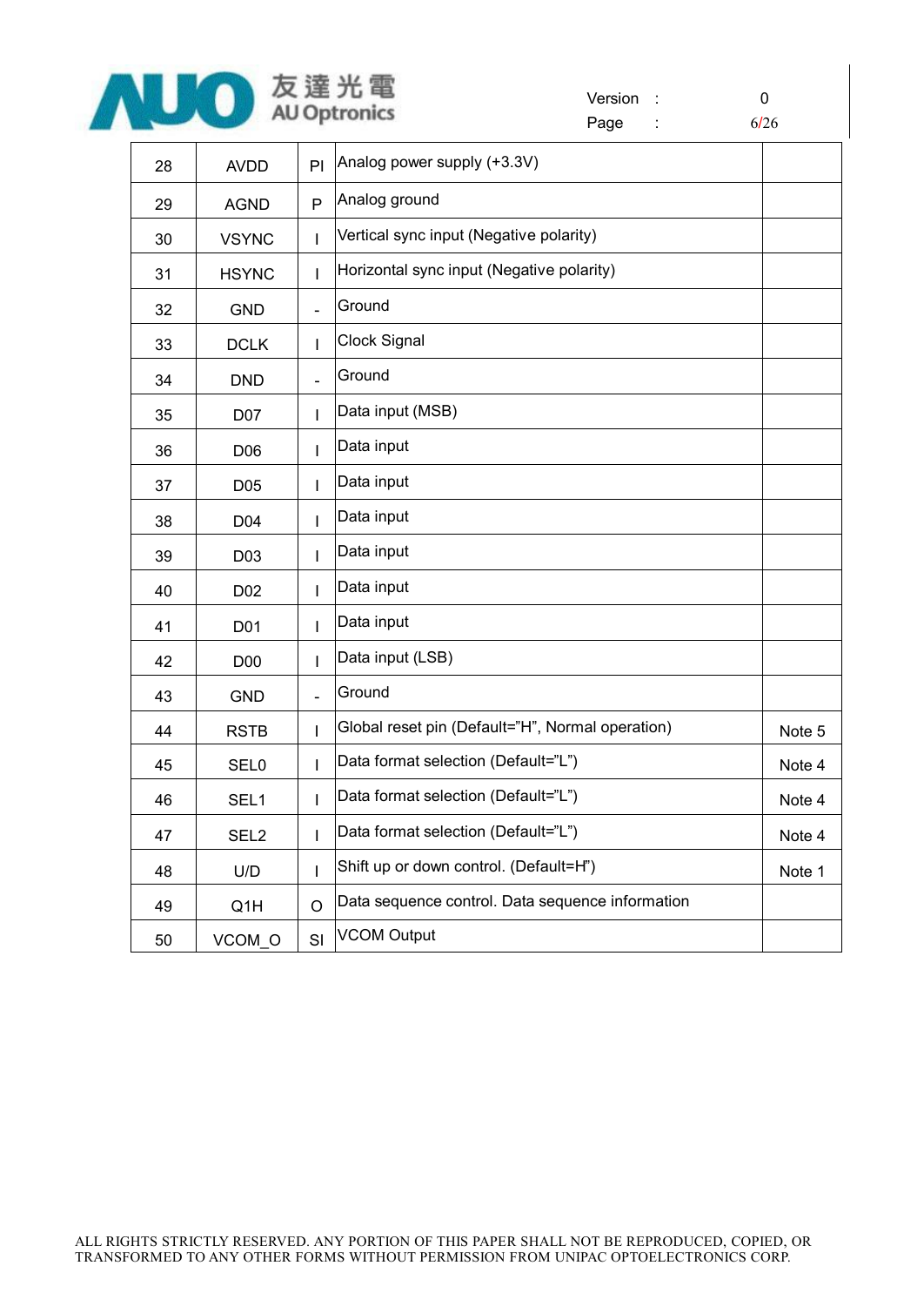| 28 | AVDD | PI | Analog power supply (+3.3V) | |
|---|---|---|---|---|
| 29 | AGND | P | Analog ground | |
| 30 | VSYNC | I | Vertical sync input (Negative polarity) | |
| 31 | HSYNC | I | Horizontal sync input (Negative polarity) | |
| 32 | GND | - | Ground | |
| 33 | DCLK | I | Clock Signal | |
| 34 | DND | - | Ground | |
| 35 | D07 | I | Data input (MSB) | |
| 36 | D06 | I | Data input | |
| 37 | D05 | I | Data input | |
| 38 | D04 | I | Data input | |
| 39 | D03 | I | Data input | |
| 40 | D02 | I | Data input | |
| 41 | D01 | I | Data input | |
| 42 | D00 | I | Data input (LSB) | |
| 43 | GND | - | Ground | |
| 44 | RSTB | I | Global reset pin (Default="H", Normal operation) | Note 5 |
| 45 | SEL0 | I | Data format selection (Default="L") | Note 4 |
| 46 | SEL1 | I | Data format selection (Default="L") | Note 4 |
| 47 | SEL2 | I | Data format selection (Default="L") | Note 4 |
| 48 | U/D | I | Shift up or down control. (Default=H") | Note 1 |
| 49 | Q1H | O | Data sequence control. Data sequence information | |
| 50 | VCOM_O | SI | VCOM Output | |

ALL RIGHTS STRICTLY RESERVED. ANY PORTION OF THIS PAPER SHALL NOT BE REPRODUCED, COPIED, OR TRANSFORMED TO ANY OTHER FORMS WITHOUT PERMISSION FROM UNIPAC OPTOELECTRONICS CORP.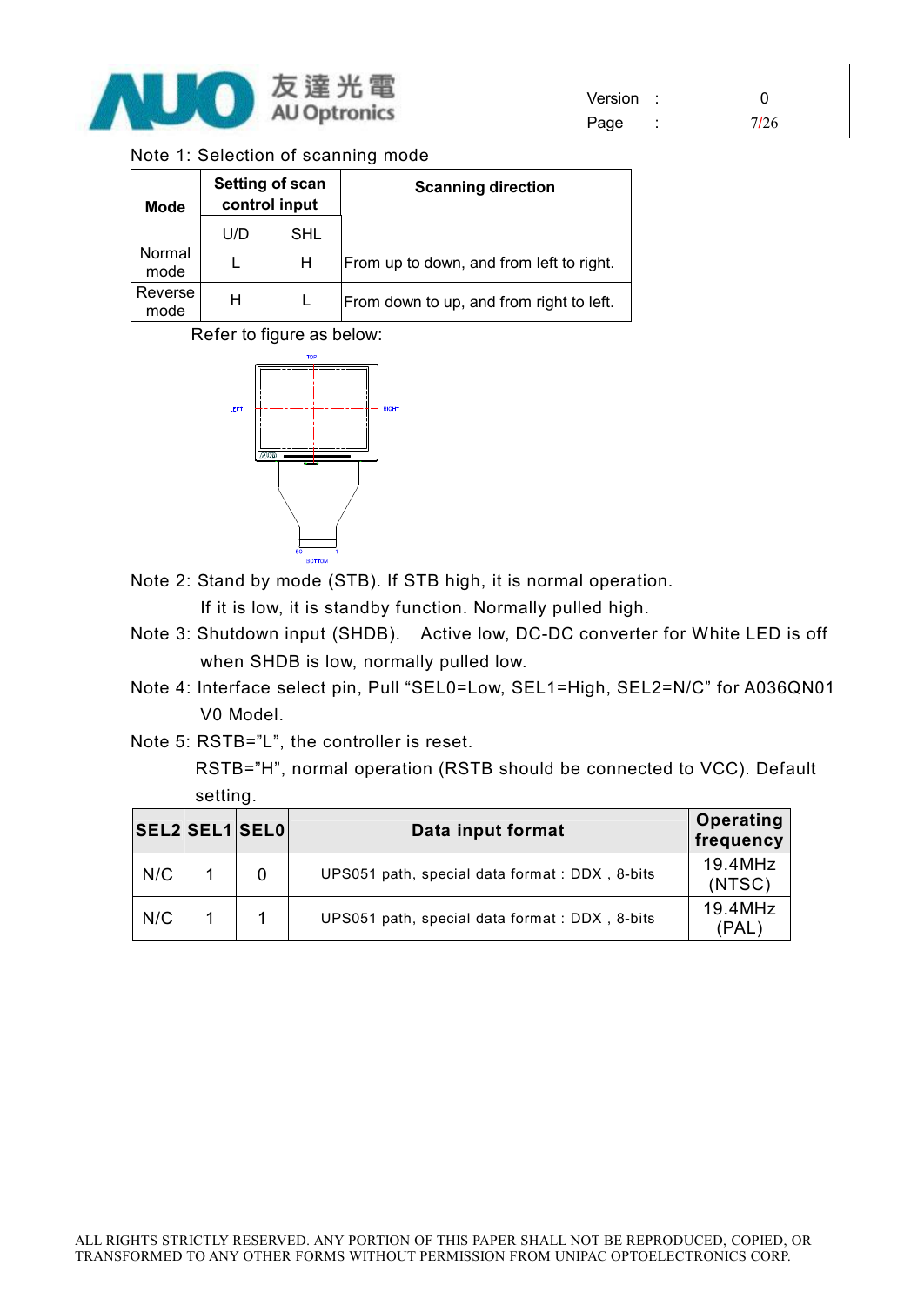Note 1: Selection of scanning mode

| Mode | Setting of scan control input | | Scanning direction |
|---|---|---|---|
| | U/D | SHL | |
| Normal mode | L | H | From up to down, and from left to right. |
| Reverse mode | H | L | From down to up, and from right to left. |

Refer to figure as below:

Note 2: Stand by mode (STB). If STB high, it is normal operation. If it is low, it is standby function. Normally pulled high.

Note 3: Shutdown input (SHDB). Active low, DC-DC converter for White LED is off when SHDB is low, normally pulled low.

Note 4: Interface select pin, Pull "SEL0=Low, SEL1=High, SEL2=N/C" for A036QN01 V0 Model.

Note 5: RSTB="L", the controller is reset.
RSTB="H", normal operation (RSTB should be connected to VCC). Default setting.

| SEL2 | SEL1 | SEL0 | Data input format | Operating frequency |
|---|---|---|---|---|
| N/C | 1 | 0 | UPS051 path, special data format : DDX , 8-bits | 19.4MHz (NTSC) |
| N/C | 1 | 1 | UPS051 path, special data format : DDX , 8-bits | 19.4MHz (PAL) |

ALL RIGHTS STRICTLY RESERVED. ANY PORTION OF THIS PAPER SHALL NOT BE REPRODUCED, COPIED, OR TRANSFORMED TO ANY OTHER FORMS WITHOUT PERMISSION FROM UNIPAC OPTOELECTRONICS CORP.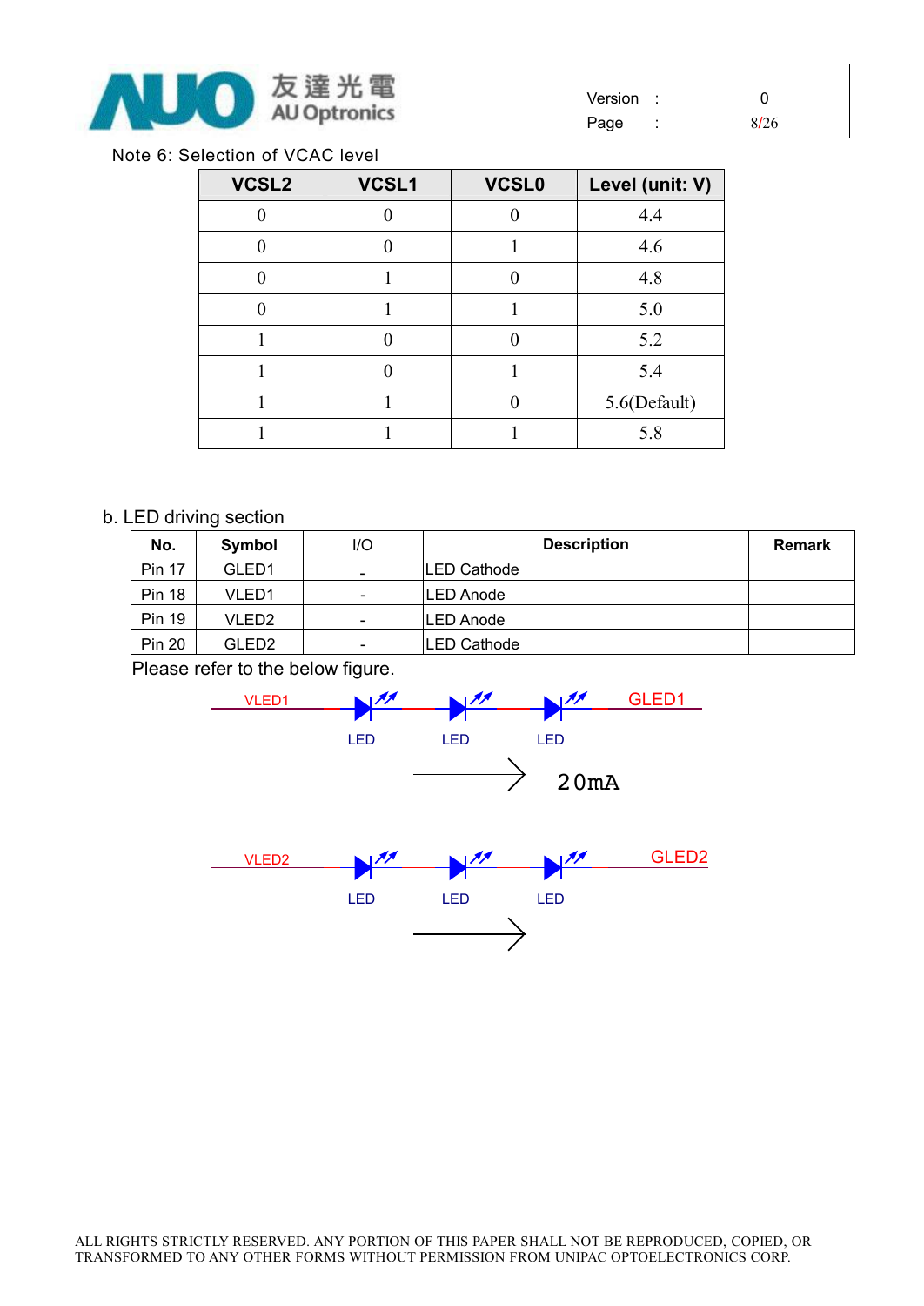Note 6: Selection of VCAC level

| VCSL2 | VCSL1 | VCSL0 | Level (unit: V) |
|---|---|---|---|
| 0 | 0 | 0 | 4.4 |
| 0 | 0 | 1 | 4.6 |
| 0 | 1 | 0 | 4.8 |
| 0 | 1 | 1 | 5.0 |
| 1 | 0 | 0 | 5.2 |
| 1 | 0 | 1 | 5.4 |
| 1 | 1 | 0 | 5.6(Default) |
| 1 | 1 | 1 | 5.8 |

b. LED driving section

| No. | Symbol | I/O | Description | Remark |
|---|---|---|---|---|
| Pin 17 | GLED1 | - | LED Cathode | |
| Pin 18 | VLED1 | - | LED Anode | |
| Pin 19 | VLED2 | - | LED Anode | |
| Pin 20 | GLED2 | - | LED Cathode | |

Please refer to the below figure.

VLED1 — LED — LED — LED — GLED1

20mA

VLED2 — LED — LED — LED — GLED2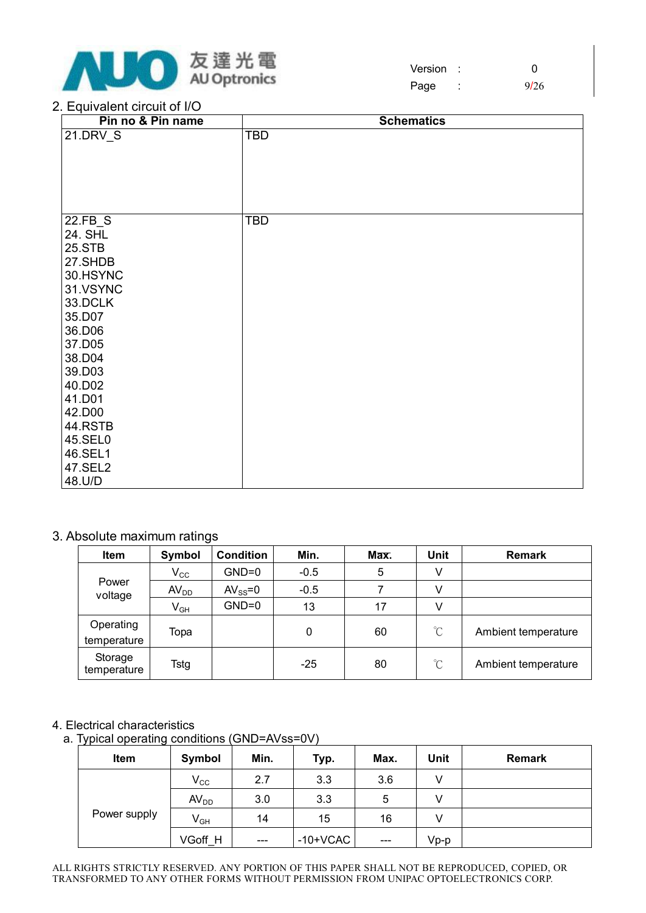## 2. Equivalent circuit of I/O

| Pin no & Pin name | Schematics |
|---|---|
| 21.DRV_S | TBD |
| 22.FB_S<br>24. SHL<br>25.STB<br>27.SHDB<br>30.HSYNC<br>31.VSYNC<br>33.DCLK<br>35.D07<br>36.D06<br>37.D05<br>38.D04<br>39.D03<br>40.D02<br>41.D01<br>42.D00<br>44.RSTB<br>45.SEL0<br>46.SEL1<br>47.SEL2<br>48.U/D | TBD |

## 3. Absolute maximum ratings

| Item | Symbol | Condition | Min. | Max. | Unit | Remark |
|---|---|---|---|---|---|---|
| Power voltage | $V_{CC}$ | GND=0 | -0.5 | 5 | V | |
| | $AV_{DD}$ | $AV_{SS}$=0 | -0.5 | 7 | V | |
| | $V_{GH}$ | GND=0 | 13 | 17 | V | |
| Operating temperature | Topa | | 0 | 60 | ℃ | Ambient temperature |
| Storage temperature | Tstg | | -25 | 80 | ℃ | Ambient temperature |

## 4. Electrical characteristics

a. Typical operating conditions (GND=AVss=0V)

| Item | Symbol | Min. | Typ. | Max. | Unit | Remark |
|---|---|---|---|---|---|---|
| Power supply | $V_{CC}$ | 2.7 | 3.3 | 3.6 | V | |
| | $AV_{DD}$ | 3.0 | 3.3 | 5 | V | |
| | $V_{GH}$ | 14 | 15 | 16 | V | |
| | VGoff_H | --- | -10+VCAC | --- | Vp-p | |

ALL RIGHTS STRICTLY RESERVED. ANY PORTION OF THIS PAPER SHALL NOT BE REPRODUCED, COPIED, OR TRANSFORMED TO ANY OTHER FORMS WITHOUT PERMISSION FROM UNIPAC OPTOELECTRONICS CORP.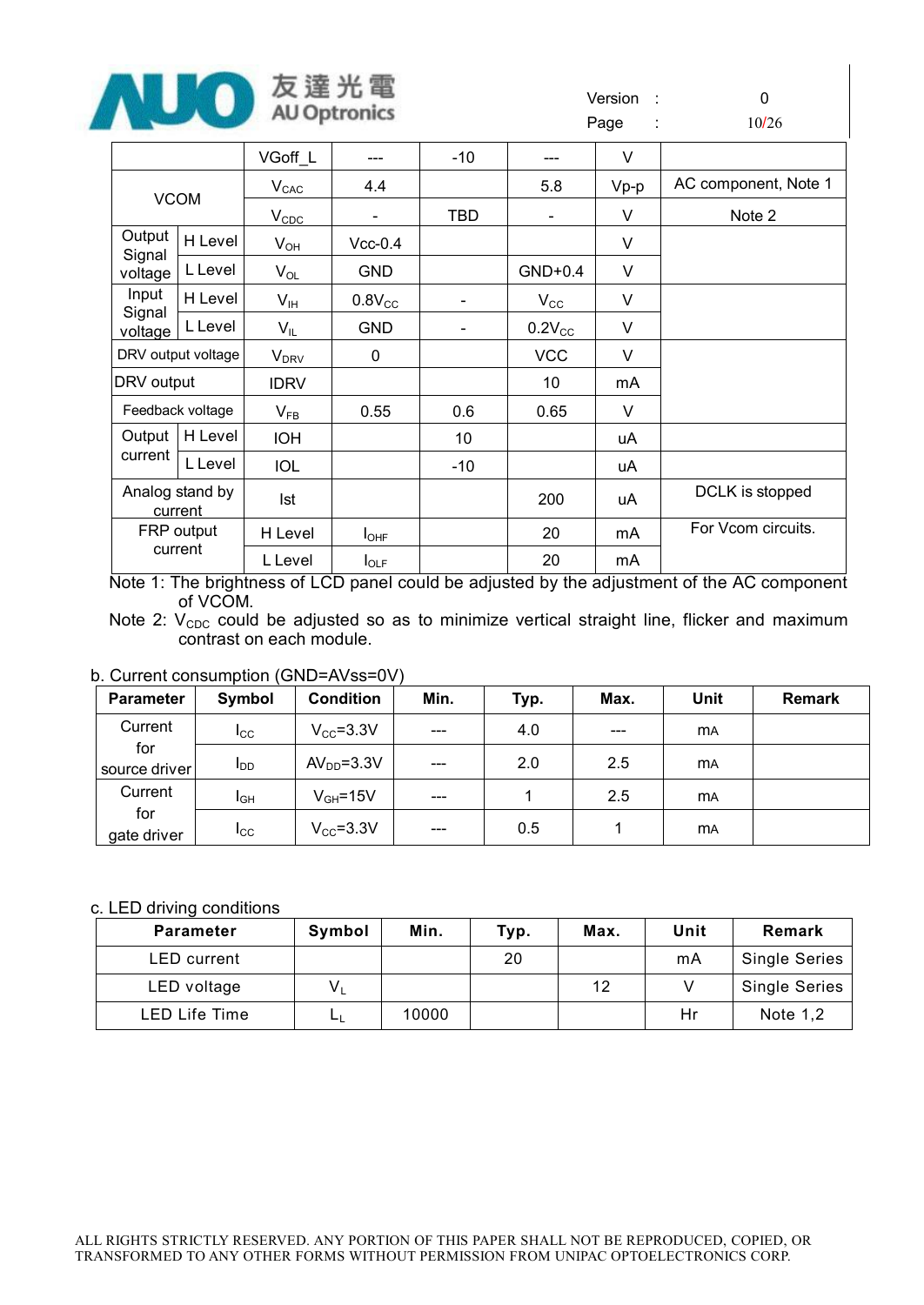| | | VGoff_L | --- | -10 | --- | V | |
|---|---|---|---|---|---|---|---|
| VCOM | | $V_{CAC}$ | 4.4 | | 5.8 | Vp-p | AC component, Note 1 |
| | | $V_{CDC}$ | - | TBD | - | V | Note 2 |
| Output Signal voltage | H Level | $V_{OH}$ | Vcc-0.4 | | | V | |
| | L Level | $V_{OL}$ | GND | | GND+0.4 | V | |
| Input Signal voltage | H Level | $V_{IH}$ | $0.8V_{CC}$ | - | $V_{CC}$ | V | |
| | L Level | $V_{IL}$ | GND | - | $0.2V_{CC}$ | V | |
| DRV output voltage | | $V_{DRV}$ | 0 | | VCC | V | |
| DRV output | | IDRV | | | 10 | mA | |
| Feedback voltage | | $V_{FB}$ | 0.55 | 0.6 | 0.65 | V | |
| Output current | H Level | IOH | | 10 | | uA | |
| | L Level | IOL | | -10 | | uA | |
| Analog stand by current | | Ist | | | 200 | uA | DCLK is stopped |
| FRP output current | H Level | $I_{OHF}$ | | | 20 | mA | For Vcom circuits. |
| | L Level | $I_{OLF}$ | | | 20 | mA | |

Note 1: The brightness of LCD panel could be adjusted by the adjustment of the AC component of VCOM.

Note 2: $V_{CDC}$ could be adjusted so as to minimize vertical straight line, flicker and maximum contrast on each module.

b. Current consumption (GND=AVss=0V)

| Parameter | Symbol | Condition | Min. | Typ. | Max. | Unit | Remark |
|---|---|---|---|---|---|---|---|
| Current for source driver | $I_{CC}$ | $V_{CC}$=3.3V | --- | 4.0 | --- | mA | |
| | $I_{DD}$ | $AV_{DD}$=3.3V | --- | 2.0 | 2.5 | mA | |
| Current for gate driver | $I_{GH}$ | $V_{GH}$=15V | --- | 1 | 2.5 | mA | |
| | $I_{CC}$ | $V_{CC}$=3.3V | --- | 0.5 | 1 | mA | |

c. LED driving conditions

| Parameter | Symbol | Min. | Typ. | Max. | Unit | Remark |
|---|---|---|---|---|---|---|
| LED current | | | 20 | | mA | Single Series |
| LED voltage | $V_L$ | | | 12 | V | Single Series |
| LED Life Time | $L_L$ | 10000 | | | Hr | Note 1,2 |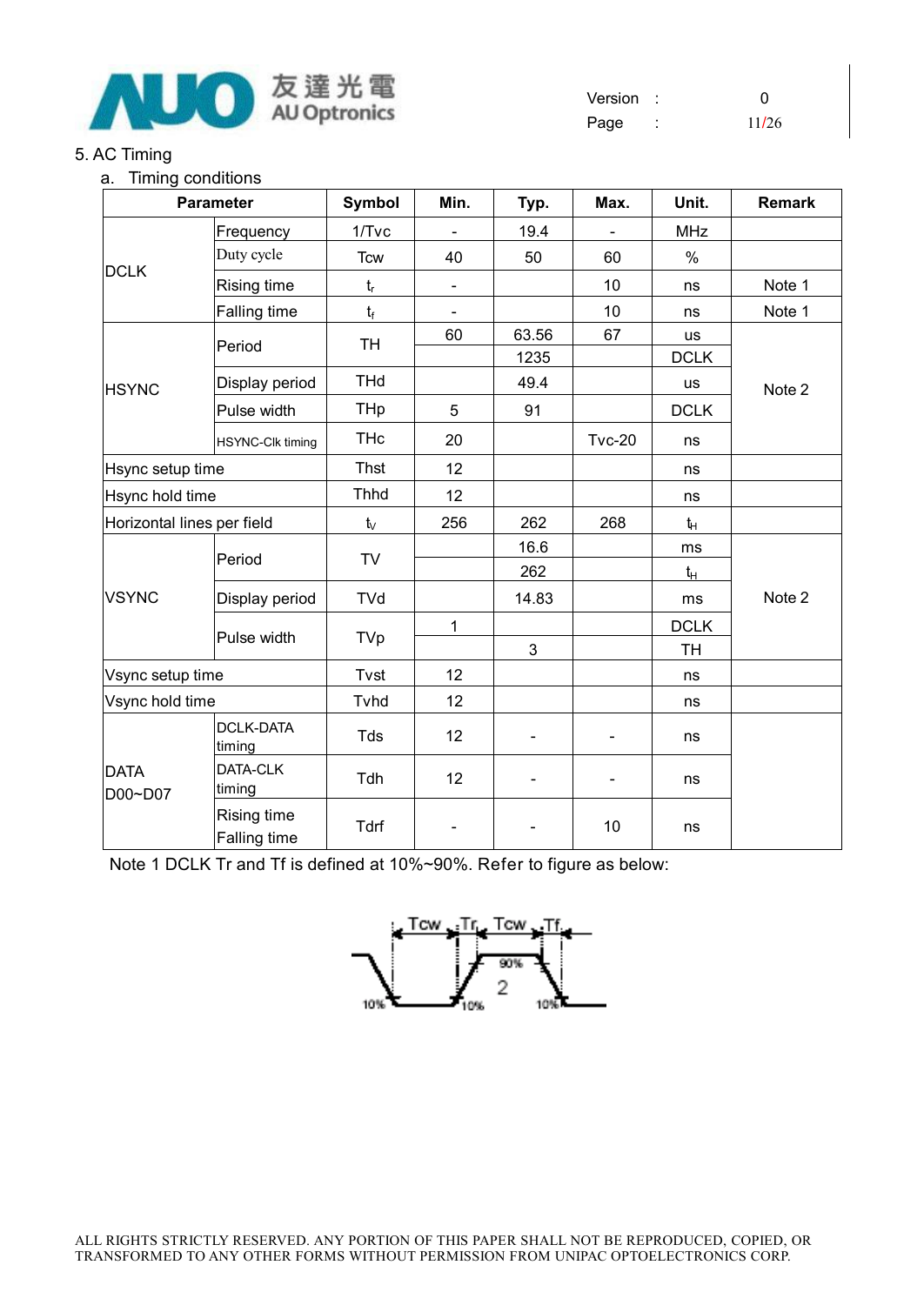## 5. AC Timing

### a. Timing conditions

| Parameter | | Symbol | Min. | Typ. | Max. | Unit. | Remark |
|---|---|---|---|---|---|---|---|
| DCLK | Frequency | 1/Tvc | - | 19.4 | - | MHz | |
| | Duty cycle | Tcw | 40 | 50 | 60 | % | |
| | Rising time | $t_r$ | - | | 10 | ns | Note 1 |
| | Falling time | $t_f$ | - | | 10 | ns | Note 1 |
| HSYNC | Period | TH | 60 | 63.56 | 67 | us | Note 2 |
| | | | | 1235 | | DCLK | |
| | Display period | THd | | 49.4 | | us | |
| | Pulse width | THp | 5 | 91 | | DCLK | |
| | HSYNC-Clk timing | THc | 20 | | Tvc-20 | ns | |
| Hsync setup time | | Thst | 12 | | | ns | |
| Hsync hold time | | Thhd | 12 | | | ns | |
| Horizontal lines per field | | $t_V$ | 256 | 262 | 268 | $t_H$ | |
| VSYNC | Period | TV | | 16.6 | | ms | Note 2 |
| | | | | 262 | | $t_H$ | |
| | Display period | TVd | | 14.83 | | ms | |
| | Pulse width | TVp | 1 | | | DCLK | |
| | | | | 3 | | TH | |
| Vsync setup time | | Tvst | 12 | | | ns | |
| Vsync hold time | | Tvhd | 12 | | | ns | |
| DATA D00~D07 | DCLK-DATA timing | Tds | 12 | - | - | ns | |
| | DATA-CLK timing | Tdh | 12 | - | - | ns | |
| | Rising time Falling time | Tdrf | - | - | 10 | ns | |

Note 1 DCLK Tr and Tf is defined at 10%~90%. Refer to figure as below: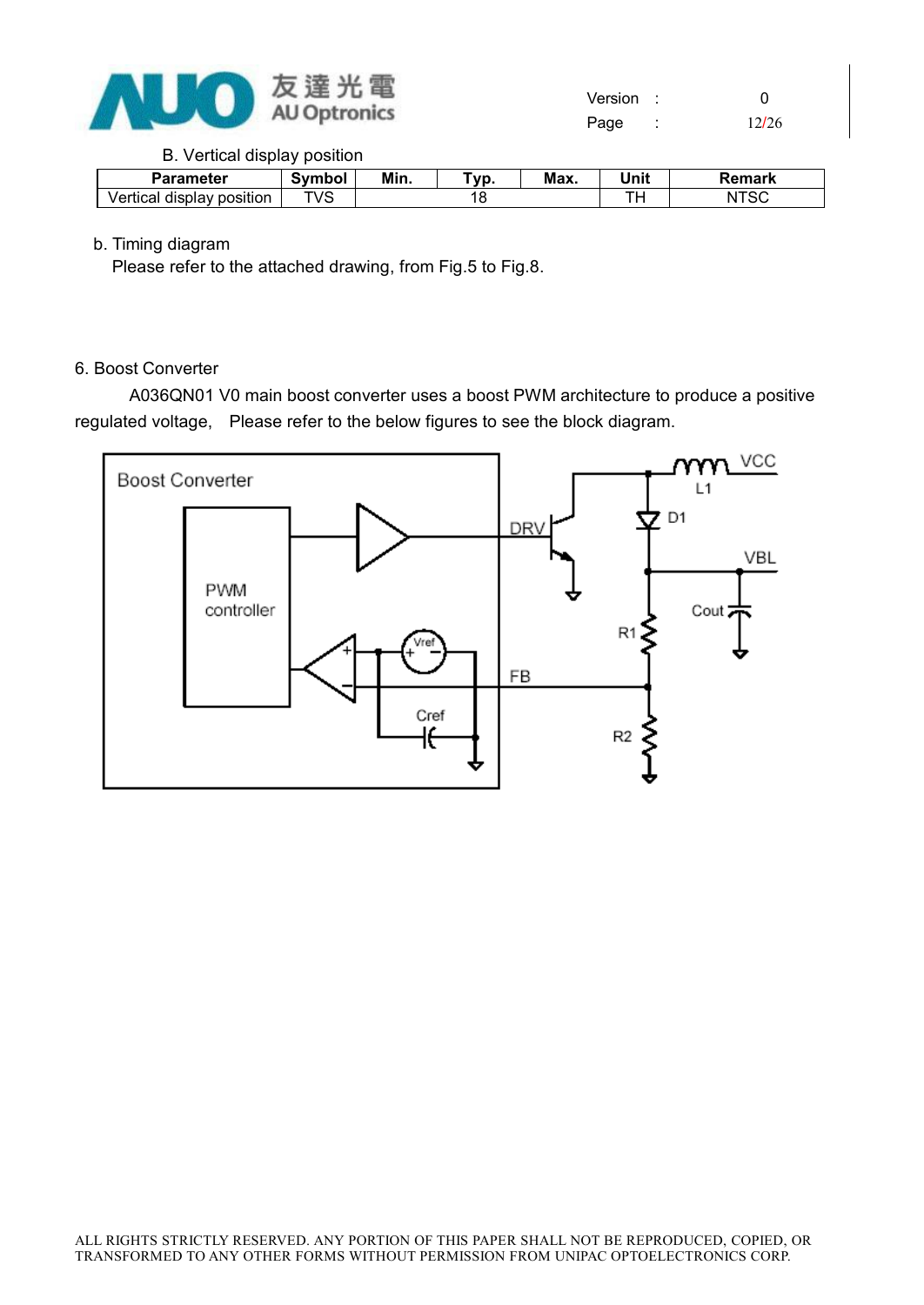B. Vertical display position

| Parameter | Symbol | Min. | Typ. | Max. | Unit | Remark |
|---|---|---|---|---|---|---|
| Vertical display position | TVS | | 18 | | TH | NTSC |

b. Timing diagram

Please refer to the attached drawing, from Fig.5 to Fig.8.

6. Boost Converter

A036QN01 V0 main boost converter uses a boost PWM architecture to produce a positive regulated voltage, Please refer to the below figures to see the block diagram.

ALL RIGHTS STRICTLY RESERVED. ANY PORTION OF THIS PAPER SHALL NOT BE REPRODUCED, COPIED, OR TRANSFORMED TO ANY OTHER FORMS WITHOUT PERMISSION FROM UNIPAC OPTOELECTRONICS CORP.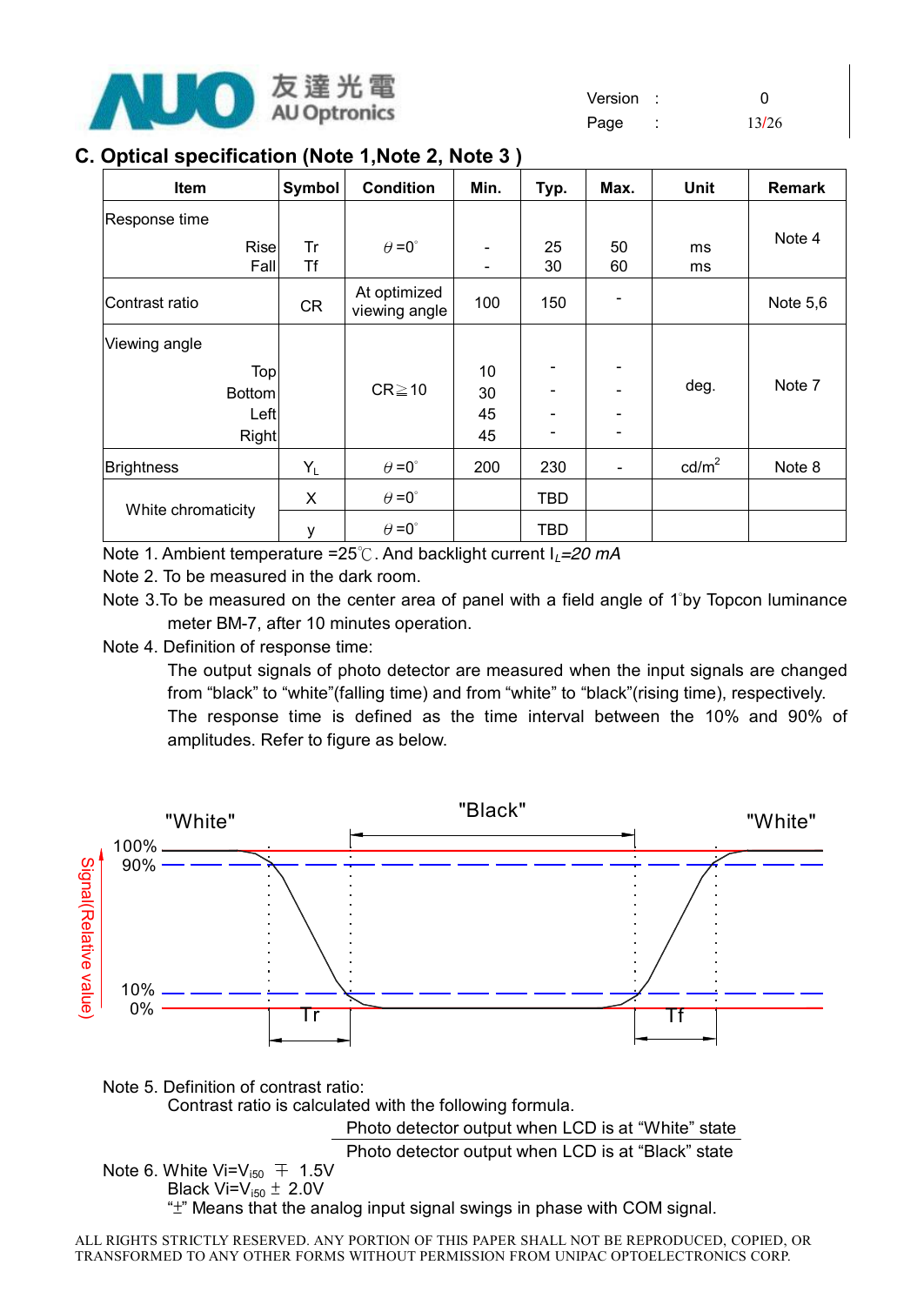## C. Optical specification (Note 1,Note 2, Note 3 )

| Item | Symbol | Condition | Min. | Typ. | Max. | Unit | Remark |
|---|---|---|---|---|---|---|---|
| Response time Rise | Tr | $\theta$=0° | - | 25 | 50 | ms | Note 4 |
| Response time Fall | Tf | | - | 30 | 60 | ms | |
| Contrast ratio | CR | At optimized viewing angle | 100 | 150 | - | | Note 5,6 |
| Viewing angle Top | | CR≧10 | 10 | - | - | deg. | Note 7 |
| Viewing angle Bottom | | | 30 | - | - | | |
| Viewing angle Left | | | 45 | - | - | | |
| Viewing angle Right | | | 45 | - | - | | |
| Brightness | $Y_L$ | $\theta$=0° | 200 | 230 | - | cd/m² | Note 8 |
| White chromaticity | X | $\theta$=0° | | TBD | | | |
| | y | $\theta$=0° | | TBD | | | |

Note 1. Ambient temperature =25℃. And backlight current $I_L$=20 mA

Note 2. To be measured in the dark room.

Note 3.To be measured on the center area of panel with a field angle of 1°by Topcon luminance meter BM-7, after 10 minutes operation.

Note 4. Definition of response time:

The output signals of photo detector are measured when the input signals are changed from "black" to "white"(falling time) and from "white" to "black"(rising time), respectively. The response time is defined as the time interval between the 10% and 90% of amplitudes. Refer to figure as below.

"White" "Black" "White"

100% 90% 10% 0%

Signal(Relative value)

Tr Tf

Note 5. Definition of contrast ratio:

Contrast ratio is calculated with the following formula.

$$\frac{\text{Photo detector output when LCD is at "White" state}}{\text{Photo detector output when LCD is at "Black" state}}$$

Note 6. White Vi=$V_{i50}$ ∓ 1.5V

Black Vi=$V_{i50}$ ± 2.0V

"±" Means that the analog input signal swings in phase with COM signal.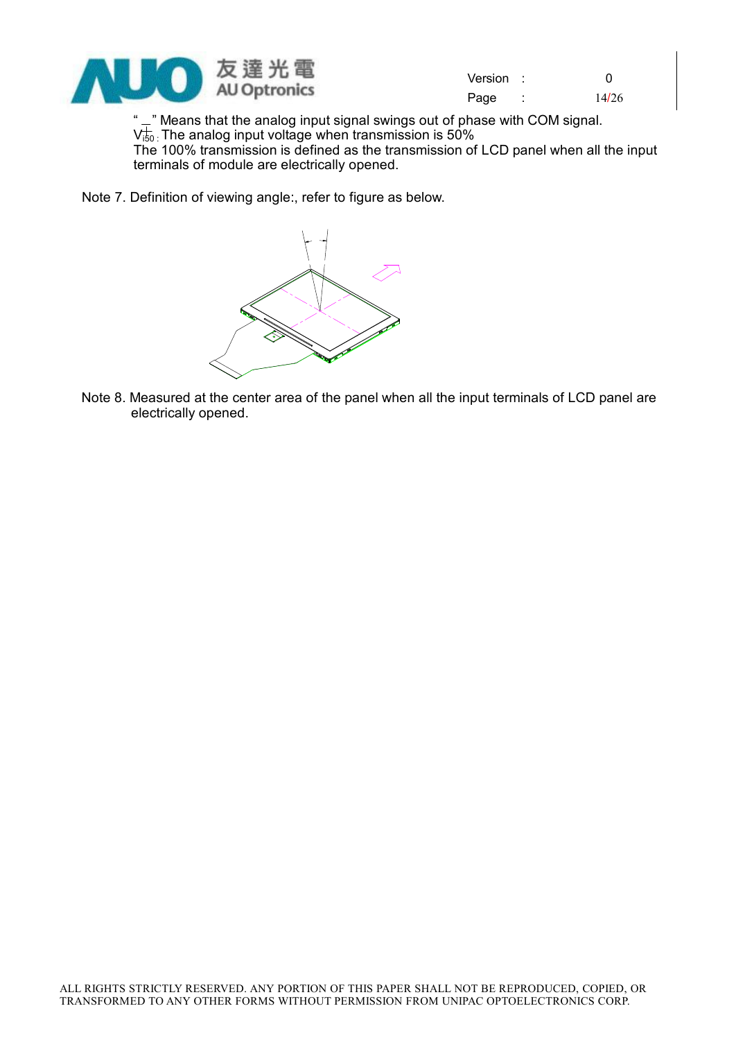" $-$ " Means that the analog input signal swings out of phase with COM signal.

$V_{i50}^{\pm}$ : The analog input voltage when transmission is 50%

The 100% transmission is defined as the transmission of LCD panel when all the input terminals of module are electrically opened.

Note 7. Definition of viewing angle:, refer to figure as below.

Note 8. Measured at the center area of the panel when all the input terminals of LCD panel are electrically opened.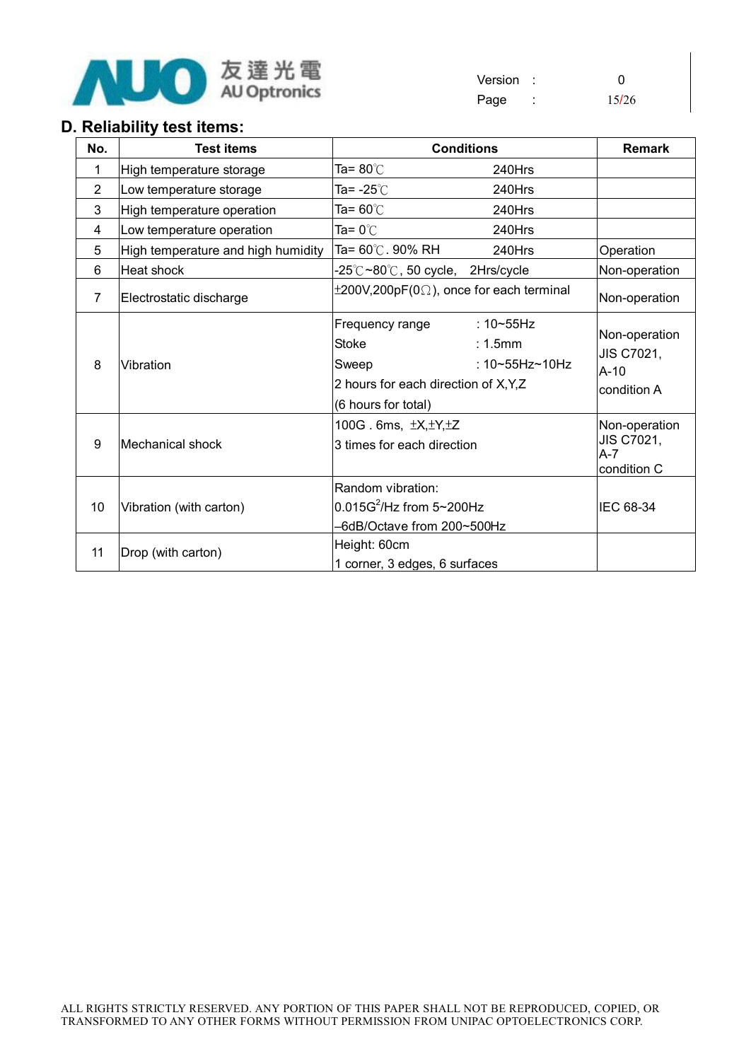## D. Reliability test items:

| No. | Test items | Conditions | Remark |
|---|---|---|---|
| 1 | High temperature storage | Ta= 80℃ 240Hrs | |
| 2 | Low temperature storage | Ta= -25℃ 240Hrs | |
| 3 | High temperature operation | Ta= 60℃ 240Hrs | |
| 4 | Low temperature operation | Ta= 0℃ 240Hrs | |
| 5 | High temperature and high humidity | Ta= 60℃. 90% RH 240Hrs | Operation |
| 6 | Heat shock | -25℃~80℃, 50 cycle, 2Hrs/cycle | Non-operation |
| 7 | Electrostatic discharge | ±200V,200pF(0Ω), once for each terminal | Non-operation |
| 8 | Vibration | Frequency range : 10~55Hz<br>Stoke : 1.5mm<br>Sweep : 10~55Hz~10Hz<br>2 hours for each direction of X,Y,Z<br>(6 hours for total) | Non-operation<br>JIS C7021,<br>A-10<br>condition A |
| 9 | Mechanical shock | 100G . 6ms, ±X,±Y,±Z<br>3 times for each direction | Non-operation<br>JIS C7021,<br>A-7<br>condition C |
| 10 | Vibration (with carton) | Random vibration:<br>$0.015G^2$/Hz from 5~200Hz<br>–6dB/Octave from 200~500Hz | IEC 68-34 |
| 11 | Drop (with carton) | Height: 60cm<br>1 corner, 3 edges, 6 surfaces | |

ALL RIGHTS STRICTLY RESERVED. ANY PORTION OF THIS PAPER SHALL NOT BE REPRODUCED, COPIED, OR TRANSFORMED TO ANY OTHER FORMS WITHOUT PERMISSION FROM UNIPAC OPTOELECTRONICS CORP.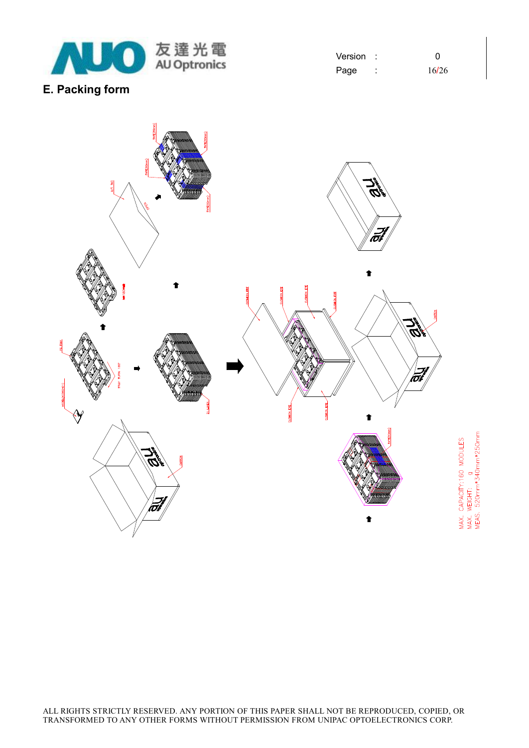## E. Packing form

MAX. CAPACITY:160 MODULES
MAX. WEIGHT: g
MEAS. 520mm*340mm*250mm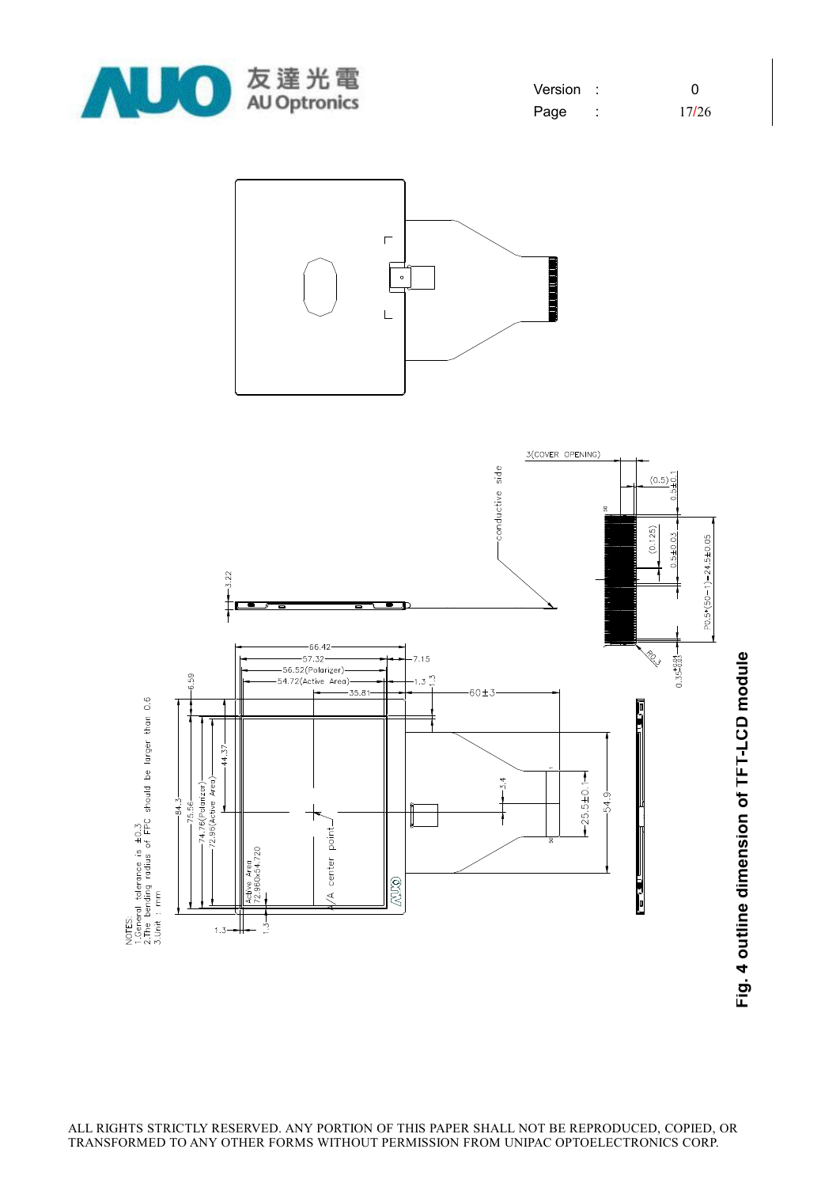NOTES:
1.General tolerance is ±0.3
2.The bending radius of FPC should be larger than 0.6
3.Unit : mm

**Fig. 4 outline dimension of TFT-LCD module**

ALL RIGHTS STRICTLY RESERVED. ANY PORTION OF THIS PAPER SHALL NOT BE REPRODUCED, COPIED, OR TRANSFORMED TO ANY OTHER FORMS WITHOUT PERMISSION FROM UNIPAC OPTOELECTRONICS CORP.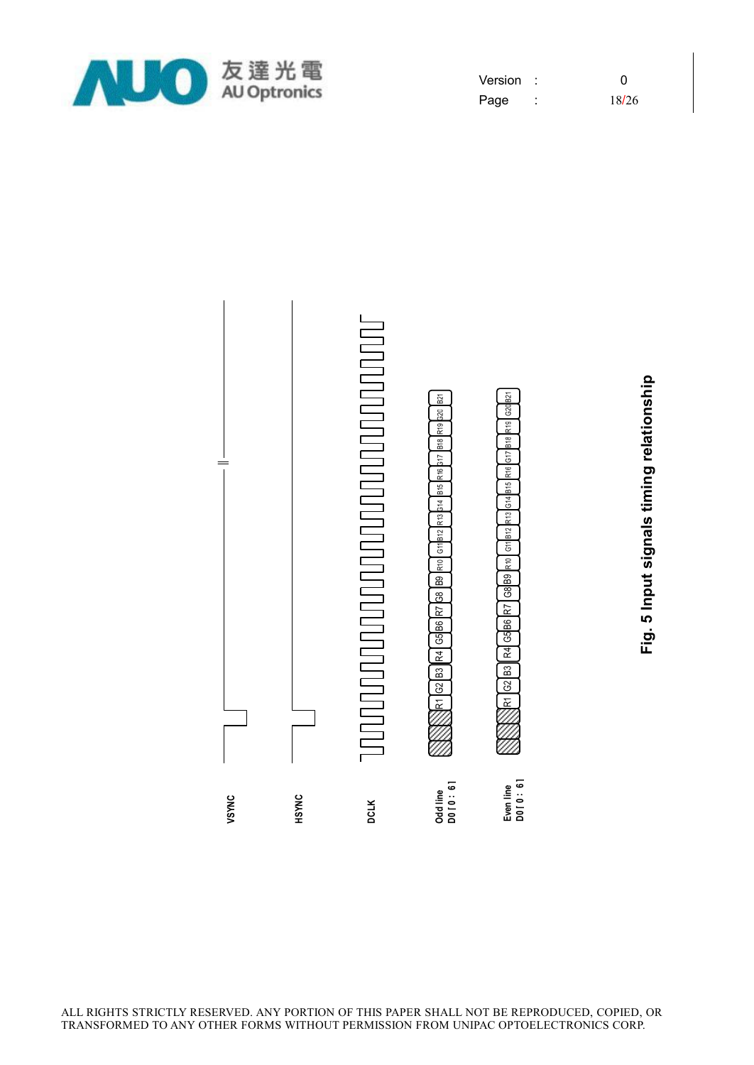VSYNC

HSYNC

DCLK

Odd line D0 [ 0 : 6 ]

R1 G2 B3 R4 G5 B6 R7 G8 B9 R10 G11 B12 R13 G14 B15 R16 G17 B18 R19 G20 B21

Even line D0 [ 0 : 6 ]

R1 G2 B3 R4 G5 B6 R7 G8 B9 R10 G11 B12 R13 G14 B15 R16 G17 B18 R19 G20 B21

**Fig. 5 Input signals timing relationship**

ALL RIGHTS STRICTLY RESERVED. ANY PORTION OF THIS PAPER SHALL NOT BE REPRODUCED, COPIED, OR TRANSFORMED TO ANY OTHER FORMS WITHOUT PERMISSION FROM UNIPAC OPTOELECTRONICS CORP.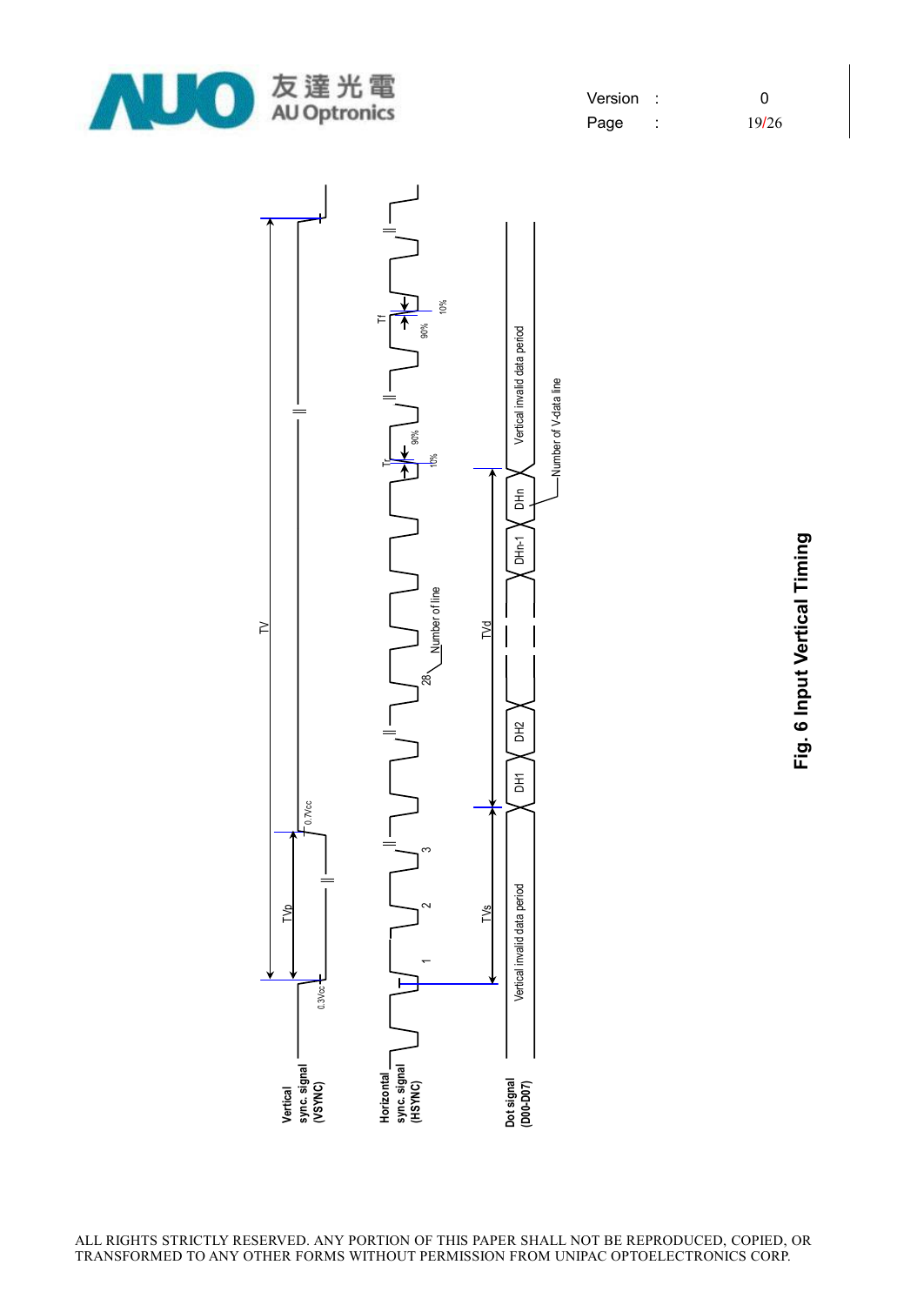Vertical sync. signal (VSYNC)

Horizontal sync. signal (HSYNC)

Dot signal (D00-D07)

TV

TVp

0.3Vcc

0.7Vcc

1

2

3

28

Number of line

Tr

Tf

90%

10%

TVs

TVd

Vertical invalid data period

DH1

DH2

DHn-1

DHn

Number of V-data line

Vertical invalid data period

**Fig. 6 Input Vertical Timing**

ALL RIGHTS STRICTLY RESERVED. ANY PORTION OF THIS PAPER SHALL NOT BE REPRODUCED, COPIED, OR TRANSFORMED TO ANY OTHER FORMS WITHOUT PERMISSION FROM UNIPAC OPTOELECTRONICS CORP.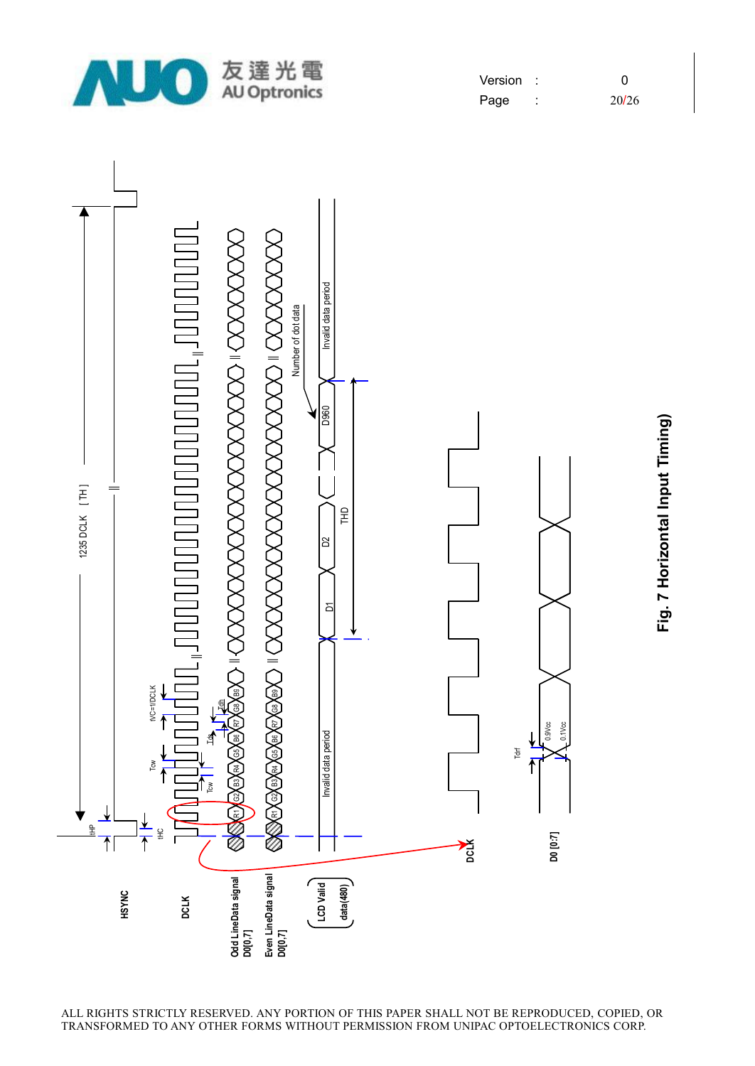Fig. 7 Horizontal Input Timing)

ALL RIGHTS STRICTLY RESERVED. ANY PORTION OF THIS PAPER SHALL NOT BE REPRODUCED, COPIED, OR TRANSFORMED TO ANY OTHER FORMS WITHOUT PERMISSION FROM UNIPAC OPTOELECTRONICS CORP.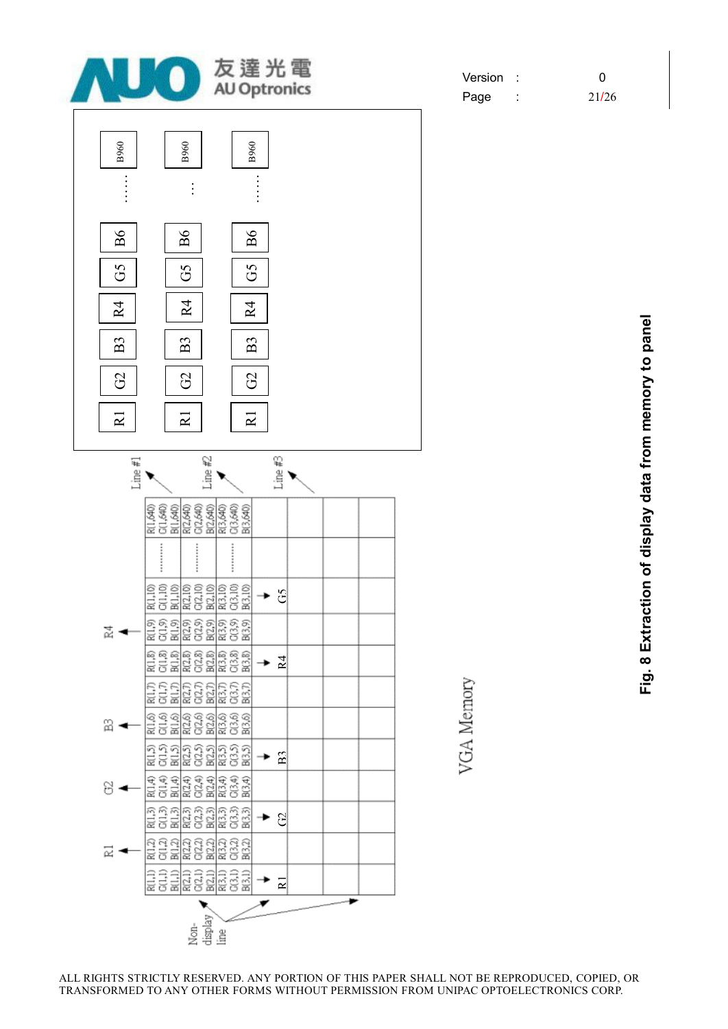| R1 | G2 | B3 | R4 | G5 | B6 | ...... | B960 |
|---|---|---|---|---|---|---|---|
| R1 | G2 | B3 | R4 | G5 | B6 | ... | B960 |
| R1 | G2 | B3 | R4 | G5 | B6 | ...... | B960 |

| R1 ← | R1 ← | G2 ← | G2 ← | B3 ← | B3 ← | | | R4 ← | | | |
|---|---|---|---|---|---|---|---|---|---|---|---|
| R(1,1) G(1,1) B(1,1) | R(1,2) G(1,2) B(1,2) | R(1,3) G(1,3) B(1,3) | R(1,4) G(1,4) B(1,4) | R(1,5) G(1,5) B(1,5) | R(1,6) G(1,6) B(1,6) | R(1,7) G(1,7) B(1,7) | R(1,8) G(1,8) B(1,8) | R(1,9) G(1,9) B(1,9) | R(1,10) G(1,10) B(1,10) | ......... | R(1,640) G(1,640) B(1,640) |
| R(2,1) G(2,1) B(2,1) | R(2,2) G(2,2) B(2,2) | R(2,3) G(2,3) B(2,3) | R(2,4) G(2,4) B(2,4) | R(2,5) G(2,5) B(2,5) | R(2,6) G(2,6) B(2,6) | R(2,7) G(2,7) B(2,7) | R(2,8) G(2,8) B(2,8) | R(2,9) G(2,9) B(2,9) | R(2,10) G(2,10) B(2,10) | ......... | R(2,640) G(2,640) B(2,640) |
| R(3,1) G(3,1) B(3,1) | R(3,2) G(3,2) B(3,2) | R(3,3) G(3,3) B(3,3) | R(3,4) G(3,4) B(3,4) | R(3,5) G(3,5) B(3,5) | R(3,6) G(3,6) B(3,6) | R(3,7) G(3,7) B(3,7) | R(3,8) G(3,8) B(3,8) | R(3,9) G(3,9) B(3,9) | R(3,10) G(3,10) B(3,10) | ......... | R(3,640) G(3,640) B(3,640) |
| → R1 | | → G2 | | → B3 | | | → R4 | | → G5 | | |

Line #1, Line #2, Line #3

Non-display line

VGA Memory

**Fig. 8 Extraction of display data from memory to panel**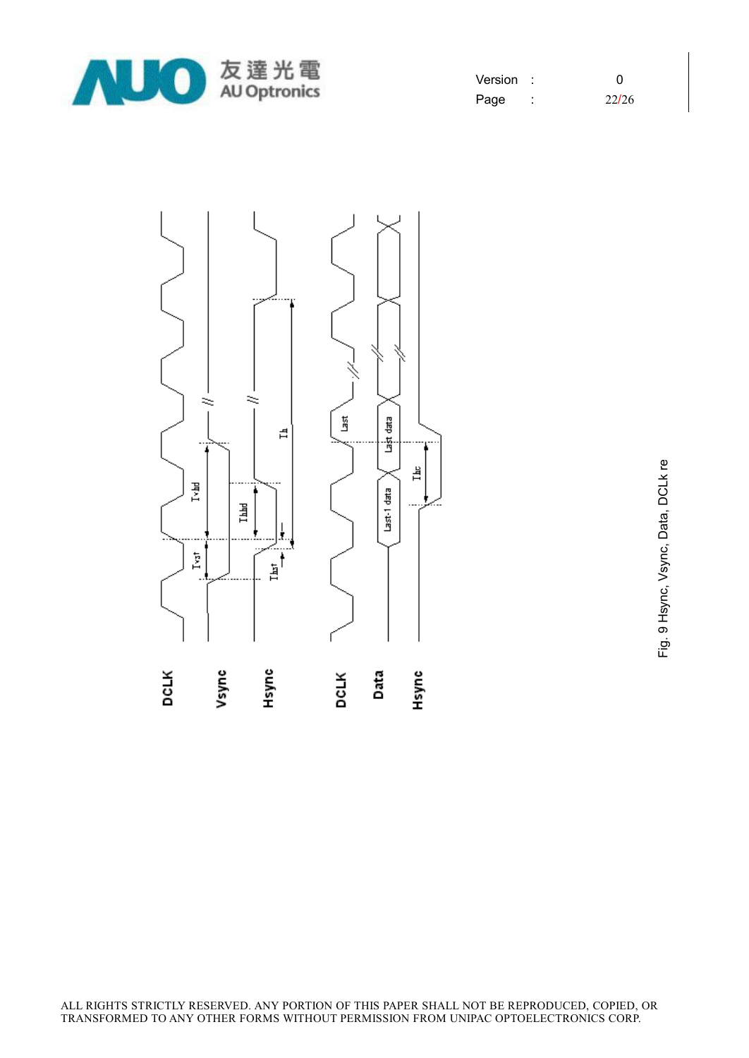Fig. 9 Hsync, Vsync, Data, DCLk re

ALL RIGHTS STRICTLY RESERVED. ANY PORTION OF THIS PAPER SHALL NOT BE REPRODUCED, COPIED, OR TRANSFORMED TO ANY OTHER FORMS WITHOUT PERMISSION FROM UNIPAC OPTOELECTRONICS CORP.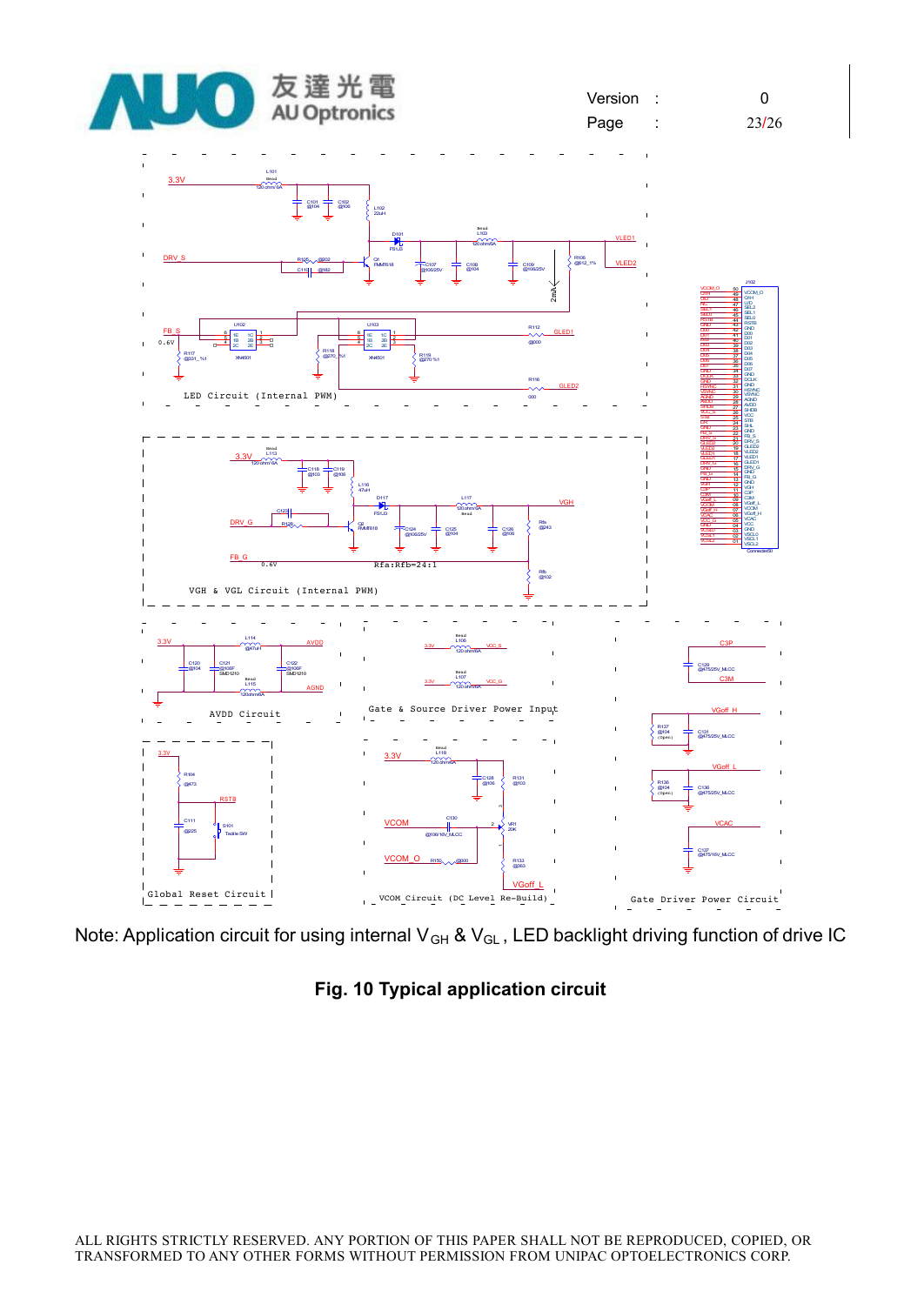LED Circuit (Internal PWM)

VGH & VGL Circuit (Internal PWM)

AVDD Circuit

Gate & Source Driver Power Input

Global Reset Circuit

VCOM Circuit (DC Level Re-Build)

Gate Driver Power Circuit

Note: Application circuit for using internal $V_{GH}$ & $V_{GL}$, LED backlight driving function of drive IC

**Fig. 10 Typical application circuit**

ALL RIGHTS STRICTLY RESERVED. ANY PORTION OF THIS PAPER SHALL NOT BE REPRODUCED, COPIED, OR TRANSFORMED TO ANY OTHER FORMS WITHOUT PERMISSION FROM UNIPAC OPTOELECTRONICS CORP.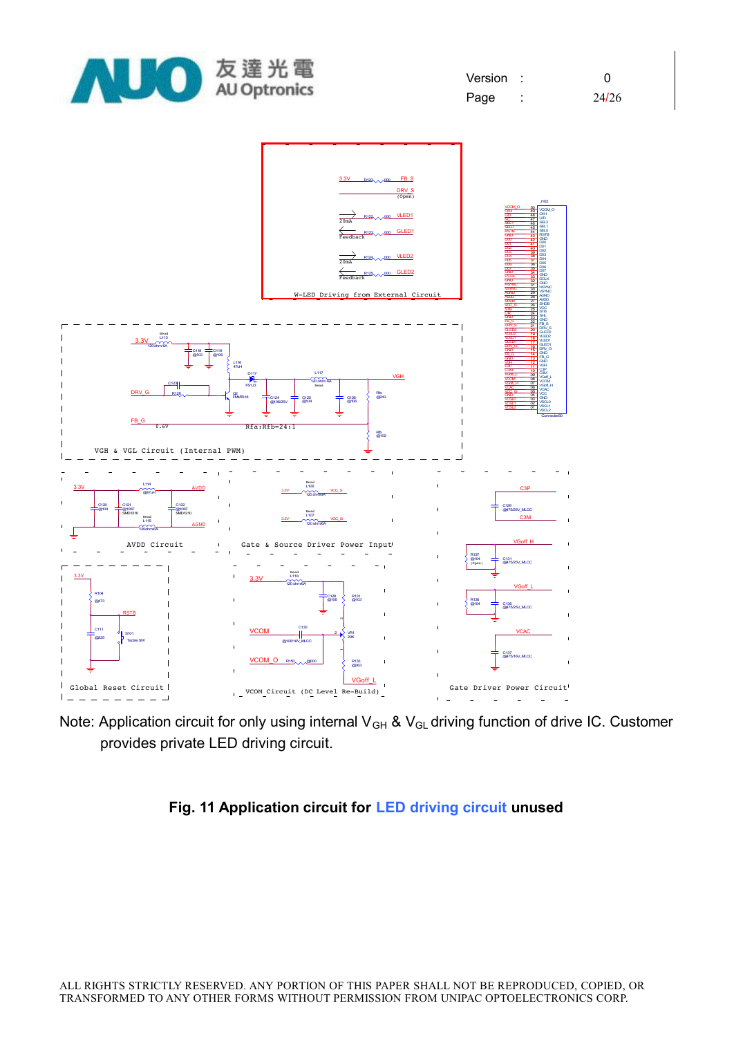Note: Application circuit for only using internal $V_{GH}$ & $V_{GL}$ driving function of drive IC. Customer provides private LED driving circuit.

**Fig. 11 Application circuit for LED driving circuit unused**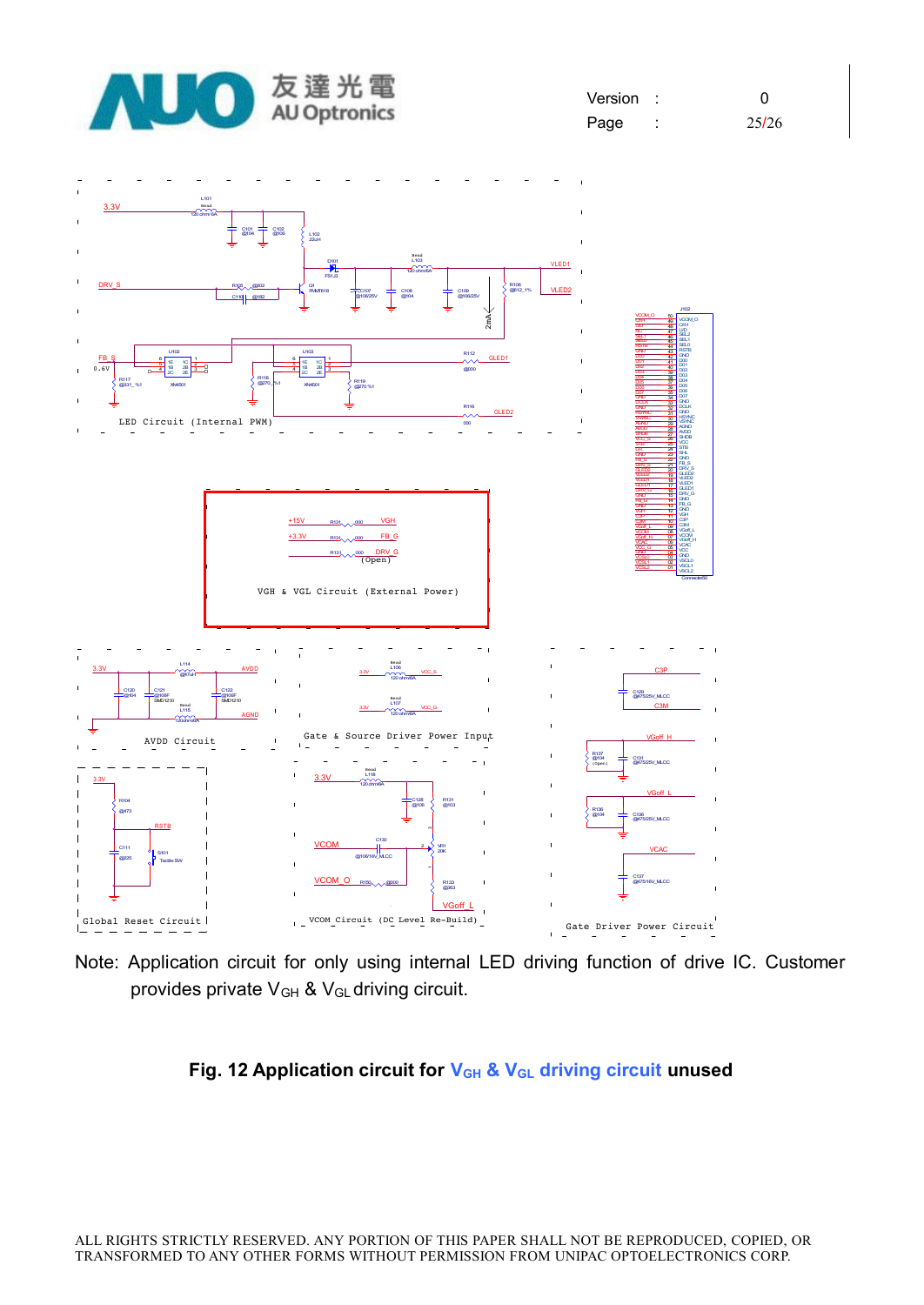LED Circuit (Internal PWM)

VGH & VGL Circuit (External Power)

AVDD Circuit

Gate & Source Driver Power Input

Gate Driver Power Circuit

Global Reset Circuit

VCOM Circuit (DC Level Re-Build)

Note: Application circuit for only using internal LED driving function of drive IC. Customer provides private $V_{GH}$ & $V_{GL}$ driving circuit.

**Fig. 12 Application circuit for $V_{GH}$ & $V_{GL}$ driving circuit unused**

ALL RIGHTS STRICTLY RESERVED. ANY PORTION OF THIS PAPER SHALL NOT BE REPRODUCED, COPIED, OR TRANSFORMED TO ANY OTHER FORMS WITHOUT PERMISSION FROM UNIPAC OPTOELECTRONICS CORP.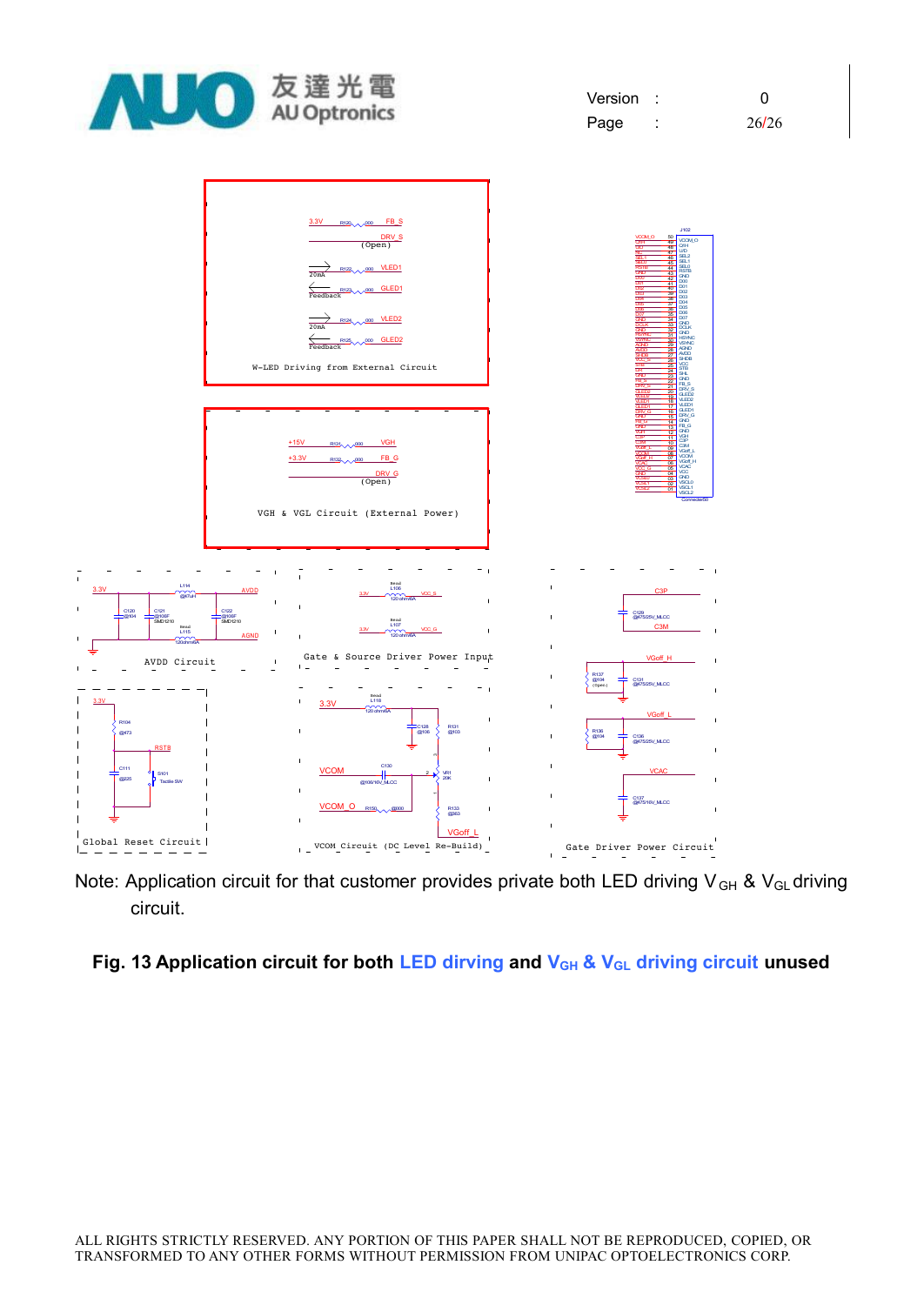W-LED Driving from External Circuit

VGH & VGL Circuit (External Power)

AVDD Circuit

Gate & Source Driver Power Input

Global Reset Circuit

VCOM Circuit (DC Level Re-Build)

Gate Driver Power Circuit

Note: Application circuit for that customer provides private both LED driving $V_{GH}$ & $V_{GL}$ driving circuit.

**Fig. 13 Application circuit for both LED dirving and $V_{GH}$ & $V_{GL}$ driving circuit unused**

ALL RIGHTS STRICTLY RESERVED. ANY PORTION OF THIS PAPER SHALL NOT BE REPRODUCED, COPIED, OR TRANSFORMED TO ANY OTHER FORMS WITHOUT PERMISSION FROM UNIPAC OPTOELECTRONICS CORP.